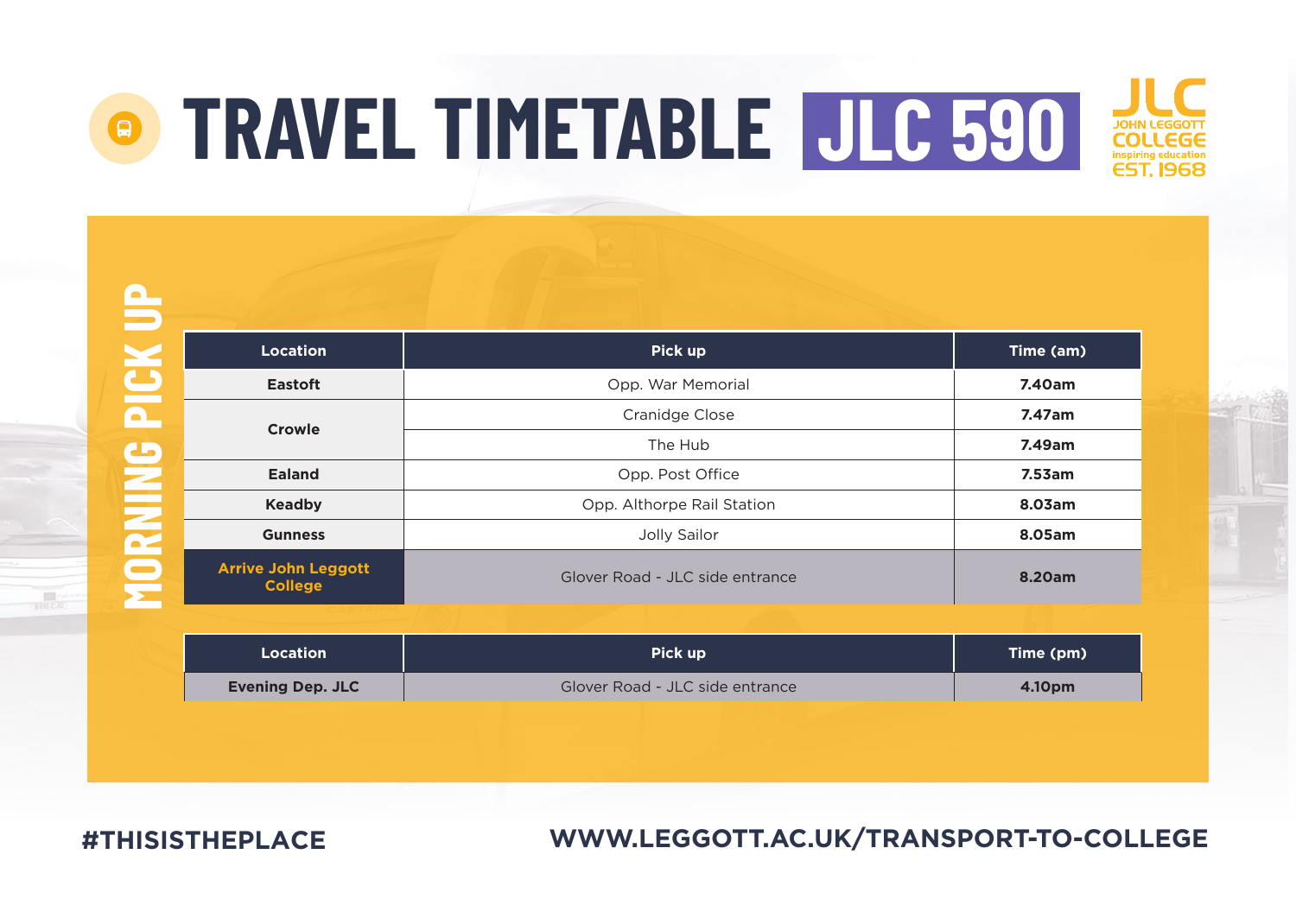# TRAVEL TIMETABLE JLC 590

JLC
JOHN LEGGOTT COLLEGE
inspiring education
EST. 1968

## MORNING PICK UP

| Location | Pick up | Time (am) |
|---|---|---|
| **Eastoft** | Opp. War Memorial | **7.40am** |
| **Crowle** | Cranidge Close | **7.47am** |
| | The Hub | **7.49am** |
| **Ealand** | Opp. Post Office | **7.53am** |
| **Keadby** | Opp. Althorpe Rail Station | **8.03am** |
| **Gunness** | Jolly Sailor | **8.05am** |
| **Arrive John Leggott College** | Glover Road - JLC side entrance | **8.20am** |

| Location | Pick up | Time (pm) |
|---|---|---|
| **Evening Dep. JLC** | Glover Road - JLC side entrance | **4.10pm** |

**#THISISTHEPLACE**

**WWW.LEGGOTT.AC.UK/TRANSPORT-TO-COLLEGE**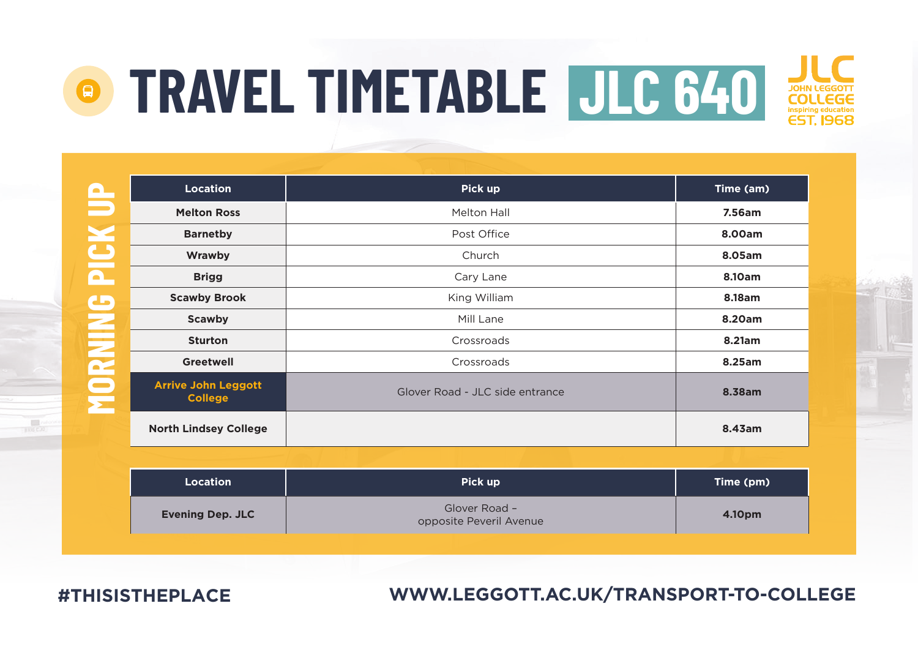# TRAVEL TIMETABLE JLC 640

JLC JOHN LEGGOTT COLLEGE inspiring education EST. 1968

## MORNING PICK UP

| Location | Pick up | Time (am) |
|---|---|---|
| **Melton Ross** | Melton Hall | **7.56am** |
| **Barnetby** | Post Office | **8.00am** |
| **Wrawby** | Church | **8.05am** |
| **Brigg** | Cary Lane | **8.10am** |
| **Scawby Brook** | King William | **8.18am** |
| **Scawby** | Mill Lane | **8.20am** |
| **Sturton** | Crossroads | **8.21am** |
| **Greetwell** | Crossroads | **8.25am** |
| **Arrive John Leggott College** | Glover Road - JLC side entrance | **8.38am** |
| **North Lindsey College** | | **8.43am** |

| Location | Pick up | Time (pm) |
|---|---|---|
| **Evening Dep. JLC** | Glover Road – opposite Peveril Avenue | **4.10pm** |

**#THISISTHEPLACE**

**WWW.LEGGOTT.AC.UK/TRANSPORT-TO-COLLEGE**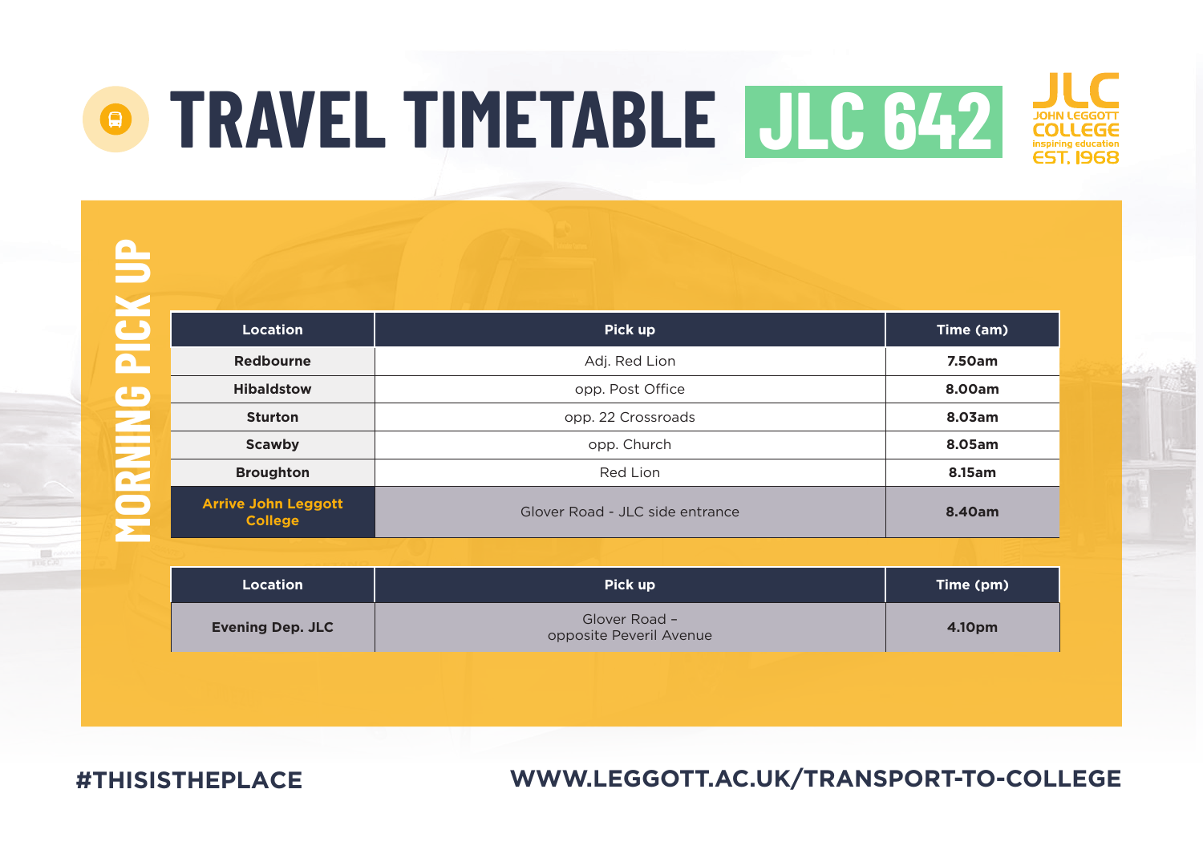# TRAVEL TIMETABLE JLC 642

JLC
JOHN LEGGOTT COLLEGE
inspiring education
EST. 1968

## MORNING PICK UP

| Location | Pick up | Time (am) |
|---|---|---|
| Redbourne | Adj. Red Lion | 7.50am |
| Hibaldstow | opp. Post Office | 8.00am |
| Sturton | opp. 22 Crossroads | 8.03am |
| Scawby | opp. Church | 8.05am |
| Broughton | Red Lion | 8.15am |
| Arrive John Leggott College | Glover Road - JLC side entrance | 8.40am |

| Location | Pick up | Time (pm) |
|---|---|---|
| Evening Dep. JLC | Glover Road – opposite Peveril Avenue | 4.10pm |

#THISISTHEPLACE

WWW.LEGGOTT.AC.UK/TRANSPORT-TO-COLLEGE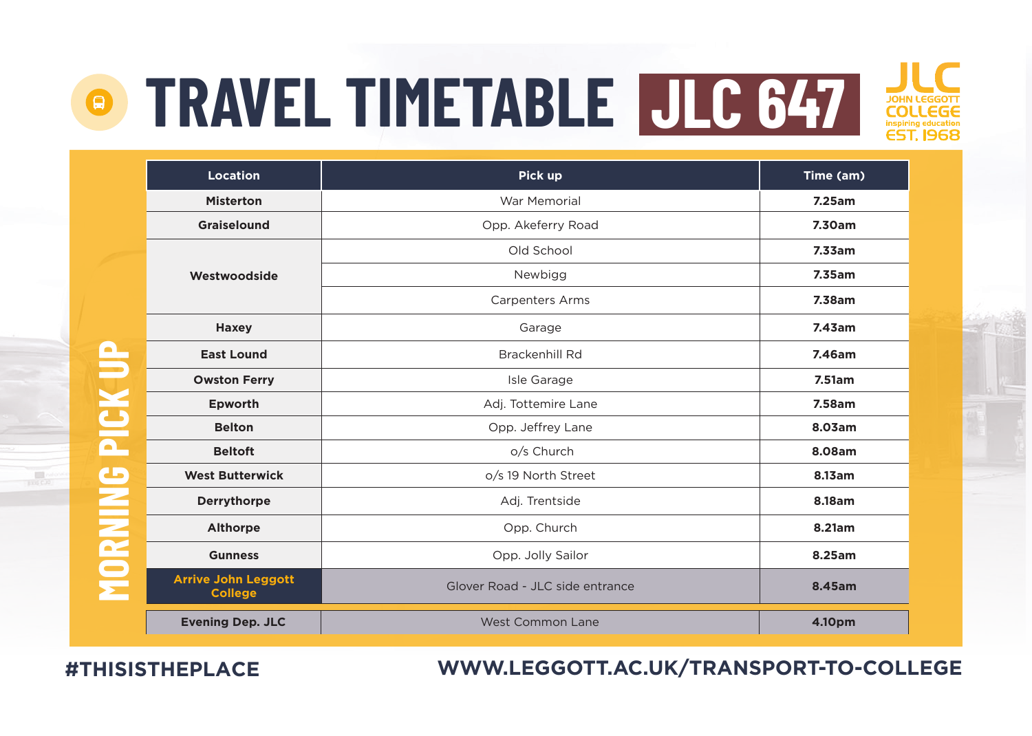# TRAVEL TIMETABLE JLC 647

JLC JOHN LEGGOTT COLLEGE inspiring education EST. 1968

## MORNING PICK UP

| Location | Pick up | Time (am) |
|---|---|---|
| Misterton | War Memorial | 7.25am |
| Graiselound | Opp. Akeferry Road | 7.30am |
| Westwoodside | Old School | 7.33am |
| | Newbigg | 7.35am |
| | Carpenters Arms | 7.38am |
| Haxey | Garage | 7.43am |
| East Lound | Brackenhill Rd | 7.46am |
| Owston Ferry | Isle Garage | 7.51am |
| Epworth | Adj. Tottemire Lane | 7.58am |
| Belton | Opp. Jeffrey Lane | 8.03am |
| Beltoft | o/s Church | 8.08am |
| West Butterwick | o/s 19 North Street | 8.13am |
| Derrythorpe | Adj. Trentside | 8.18am |
| Althorpe | Opp. Church | 8.21am |
| Gunness | Opp. Jolly Sailor | 8.25am |
| Arrive John Leggott College | Glover Road - JLC side entrance | 8.45am |
| Evening Dep. JLC | West Common Lane | 4.10pm |

#THISISTHEPLACE

WWW.LEGGOTT.AC.UK/TRANSPORT-TO-COLLEGE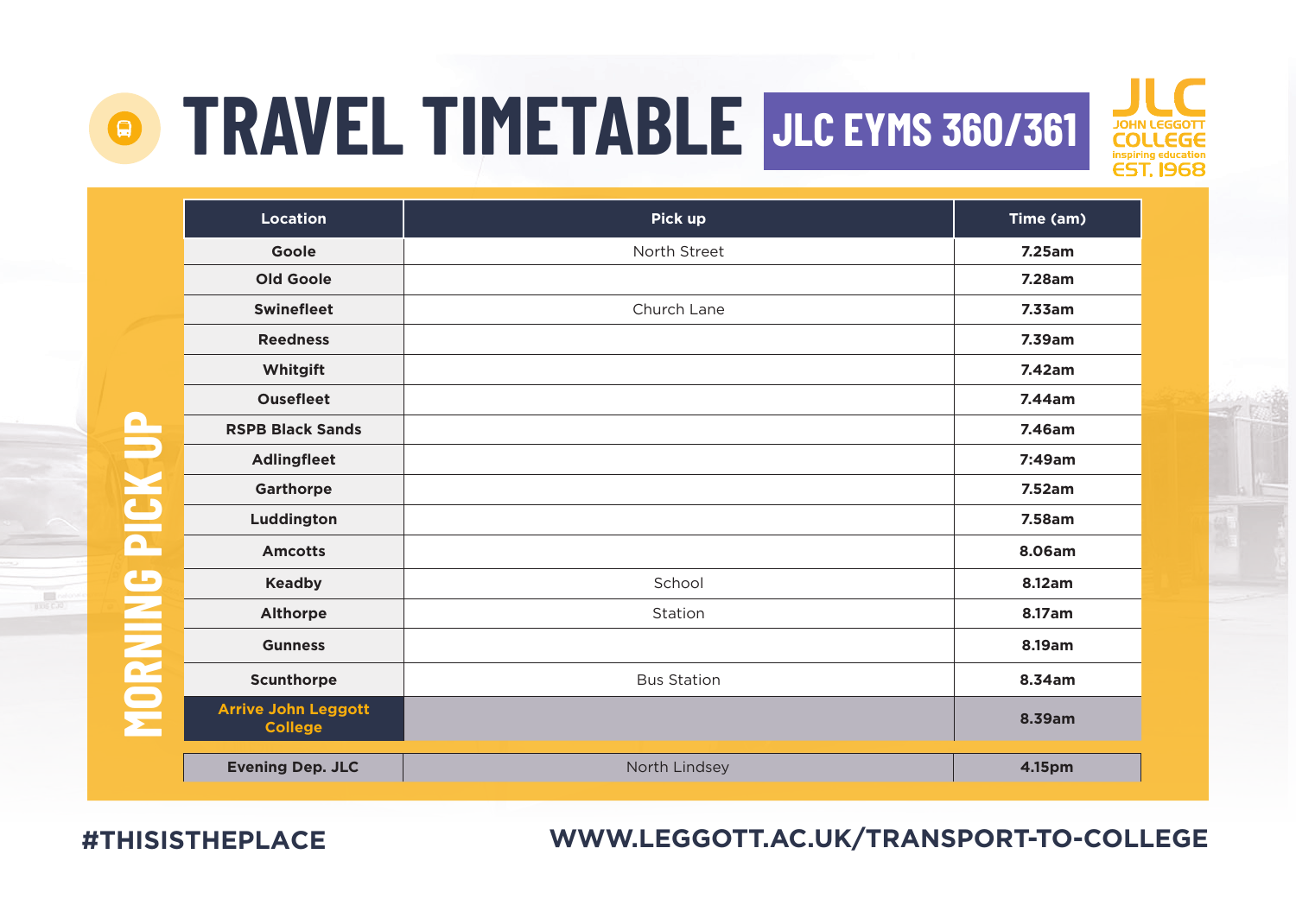# TRAVEL TIMETABLE JLC EYMS 360/361

JOHN LEGGOTT COLLEGE inspiring education EST. 1968

## MORNING PICK UP

| Location | Pick up | Time (am) |
|---|---|---|
| Goole | North Street | 7.25am |
| Old Goole | | 7.28am |
| Swinefleet | Church Lane | 7.33am |
| Reedness | | 7.39am |
| Whitgift | | 7.42am |
| Ousefleet | | 7.44am |
| RSPB Black Sands | | 7.46am |
| Adlingfleet | | 7:49am |
| Garthorpe | | 7.52am |
| Luddington | | 7.58am |
| Amcotts | | 8.06am |
| Keadby | School | 8.12am |
| Althorpe | Station | 8.17am |
| Gunness | | 8.19am |
| Scunthorpe | Bus Station | 8.34am |
| Arrive John Leggott College | | 8.39am |
| Evening Dep. JLC | North Lindsey | 4.15pm |

#THISISTHEPLACE

WWW.LEGGOTT.AC.UK/TRANSPORT-TO-COLLEGE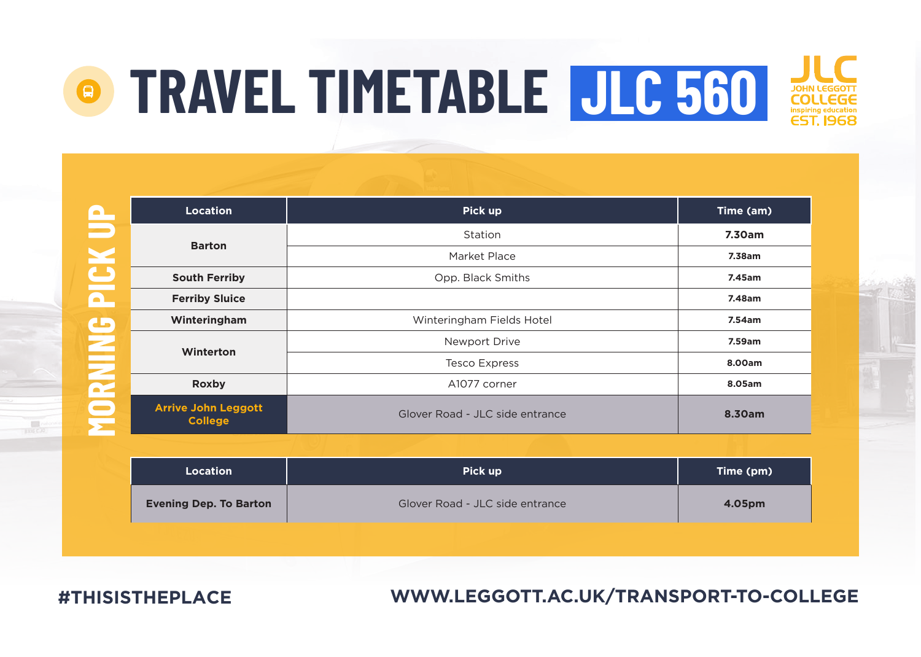# TRAVEL TIMETABLE JLC 560

JOHN LEGGOTT COLLEGE
inspiring education
EST. 1968

## MORNING PICK UP

| Location | Pick up | Time (am) |
|---|---|---|
| Barton | Station | 7.30am |
| | Market Place | 7.38am |
| South Ferriby | Opp. Black Smiths | 7.45am |
| Ferriby Sluice | | 7.48am |
| Winteringham | Winteringham Fields Hotel | 7.54am |
| Winterton | Newport Drive | 7.59am |
| | Tesco Express | 8.00am |
| Roxby | A1077 corner | 8.05am |
| Arrive John Leggott College | Glover Road - JLC side entrance | 8.30am |

| Location | Pick up | Time (pm) |
|---|---|---|
| Evening Dep. To Barton | Glover Road - JLC side entrance | 4.05pm |

#THISISTHEPLACE

WWW.LEGGOTT.AC.UK/TRANSPORT-TO-COLLEGE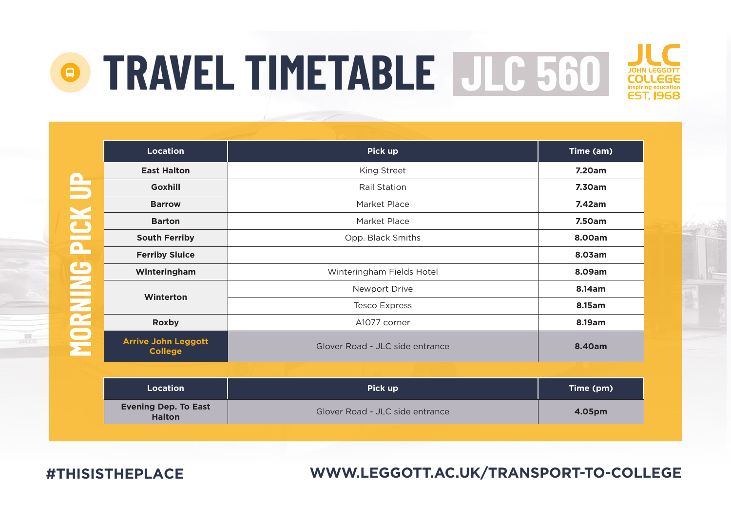# TRAVEL TIMETABLE JLC 560

JOHN LEGGOTT COLLEGE
inspiring education
EST. 1968

## MORNING PICK UP

| Location | Pick up | Time (am) |
|---|---|---|
| East Halton | King Street | 7.20am |
| Goxhill | Rail Station | 7.30am |
| Barrow | Market Place | 7.42am |
| Barton | Market Place | 7.50am |
| South Ferriby | Opp. Black Smiths | 8.00am |
| Ferriby Sluice | | 8.03am |
| Winteringham | Winteringham Fields Hotel | 8.09am |
| Winterton | Newport Drive | 8.14am |
| | Tesco Express | 8.15am |
| Roxby | A1077 corner | 8.19am |
| Arrive John Leggott College | Glover Road - JLC side entrance | 8.40am |

| Location | Pick up | Time (pm) |
|---|---|---|
| Evening Dep. To East Halton | Glover Road - JLC side entrance | 4.05pm |

#THISISTHEPLACE

WWW.LEGGOTT.AC.UK/TRANSPORT-TO-COLLEGE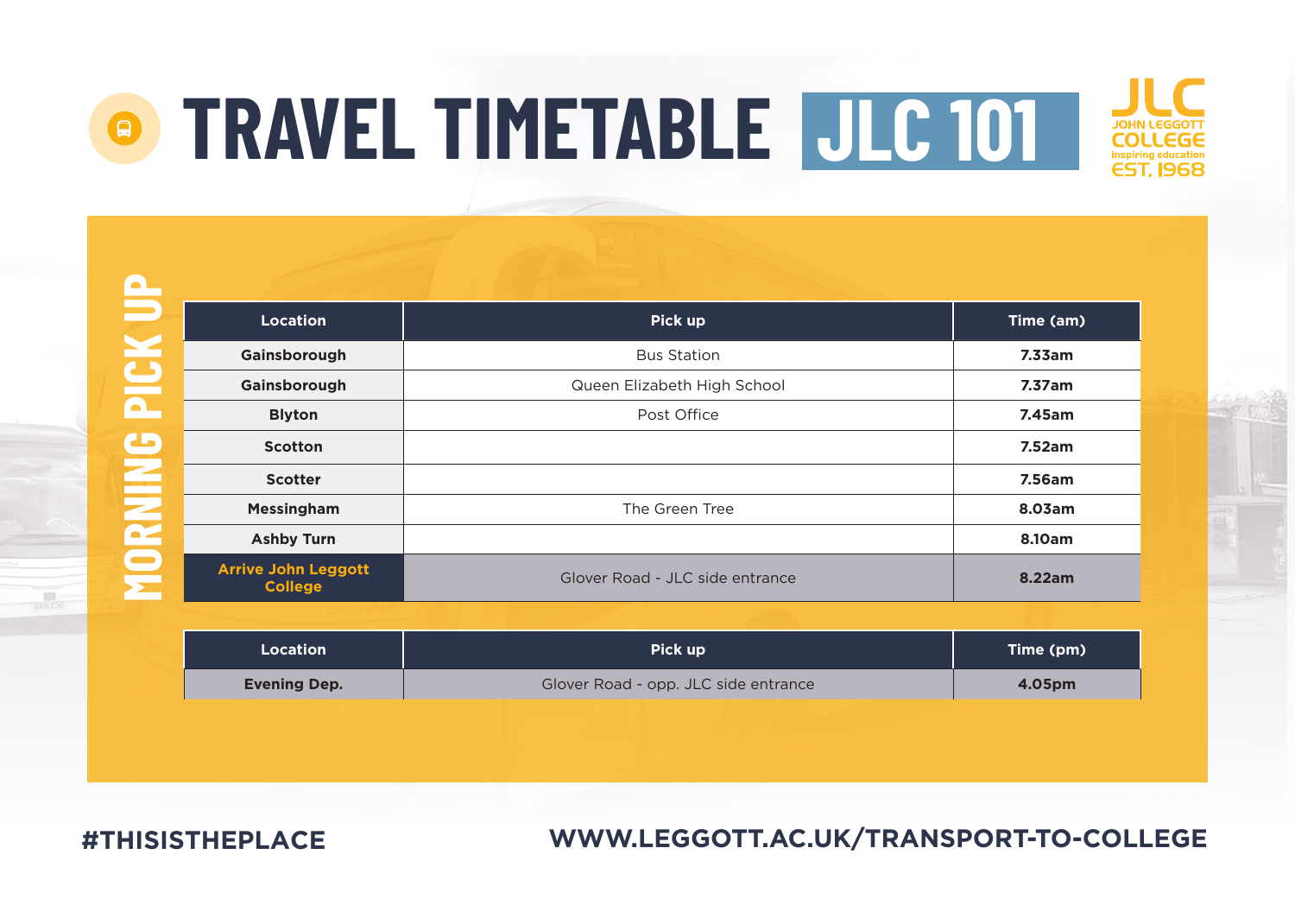# TRAVEL TIMETABLE JLC 101

JOHN LEGGOTT COLLEGE
inspiring education
EST. 1968

## MORNING PICK UP

| Location | Pick up | Time (am) |
|---|---|---|
| Gainsborough | Bus Station | 7.33am |
| Gainsborough | Queen Elizabeth High School | 7.37am |
| Blyton | Post Office | 7.45am |
| Scotton | | 7.52am |
| Scotter | | 7.56am |
| Messingham | The Green Tree | 8.03am |
| Ashby Turn | | 8.10am |
| Arrive John Leggott College | Glover Road - JLC side entrance | 8.22am |

| Location | Pick up | Time (pm) |
|---|---|---|
| Evening Dep. | Glover Road - opp. JLC side entrance | 4.05pm |

#THISISTHEPLACE

WWW.LEGGOTT.AC.UK/TRANSPORT-TO-COLLEGE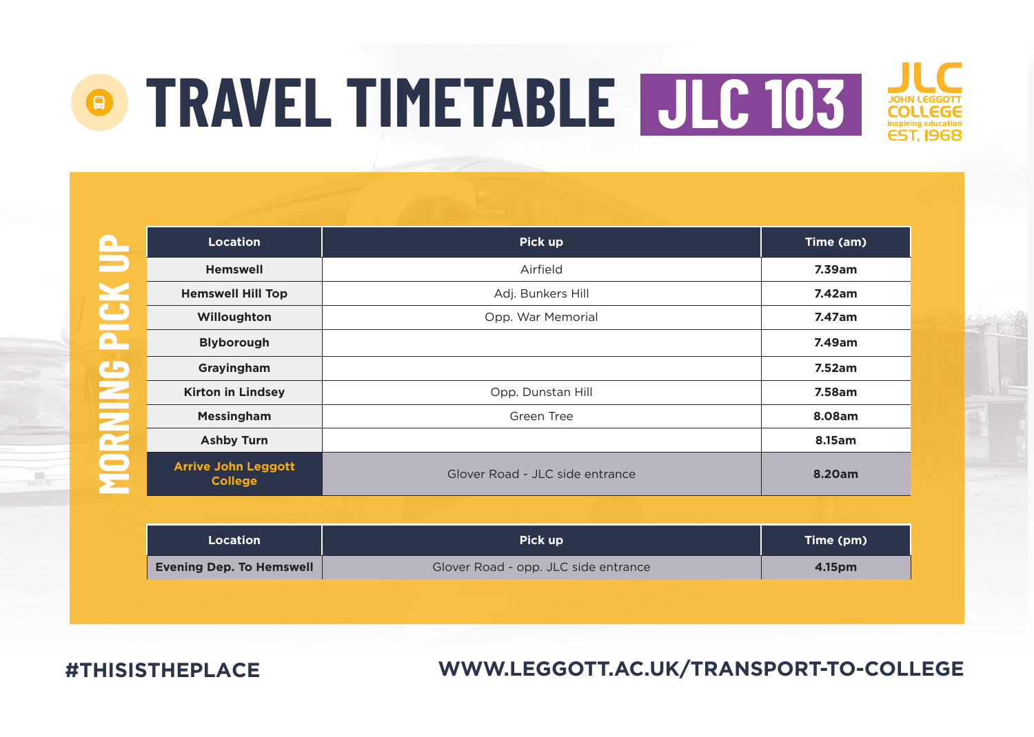# TRAVEL TIMETABLE JLC 103

JLC
JOHN LEGGOTT COLLEGE
inspiring education
EST. 1968

## MORNING PICK UP

| Location | Pick up | Time (am) |
|---|---|---|
| **Hemswell** | Airfield | **7.39am** |
| **Hemswell Hill Top** | Adj. Bunkers Hill | **7.42am** |
| **Willoughton** | Opp. War Memorial | **7.47am** |
| **Blyborough** | | **7.49am** |
| **Grayingham** | | **7.52am** |
| **Kirton in Lindsey** | Opp. Dunstan Hill | **7.58am** |
| **Messingham** | Green Tree | **8.08am** |
| **Ashby Turn** | | **8.15am** |
| **Arrive John Leggott College** | Glover Road - JLC side entrance | **8.20am** |

| Location | Pick up | Time (pm) |
|---|---|---|
| **Evening Dep. To Hemswell** | Glover Road - opp. JLC side entrance | **4.15pm** |

**#THISISTHEPLACE**

**WWW.LEGGOTT.AC.UK/TRANSPORT-TO-COLLEGE**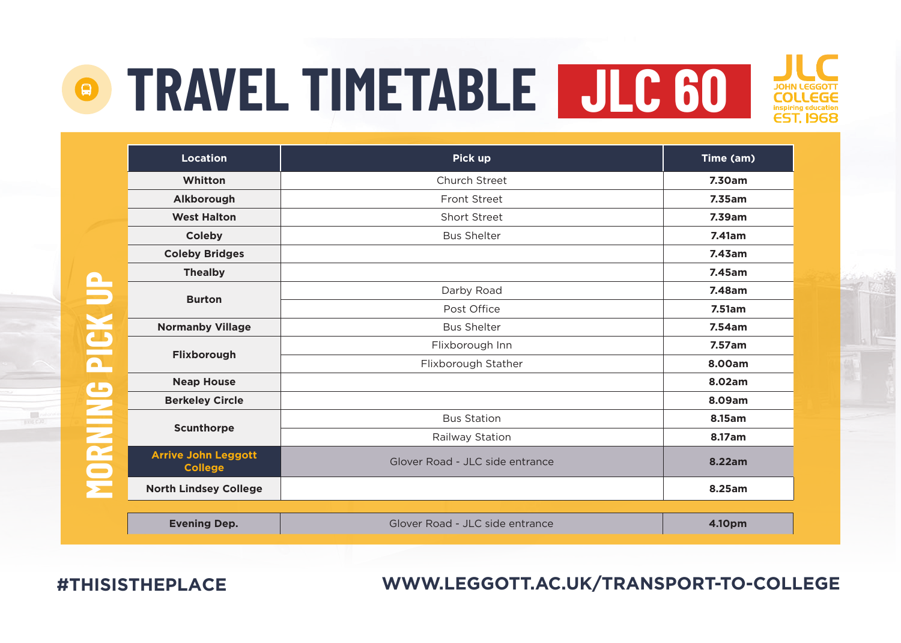# TRAVEL TIMETABLE JLC 60

JOHN LEGGOTT COLLEGE inspiring education EST. 1968

## MORNING PICK UP

| Location | Pick up | Time (am) |
| --- | --- | --- |
| Whitton | Church Street | 7.30am |
| Alkborough | Front Street | 7.35am |
| West Halton | Short Street | 7.39am |
| Coleby | Bus Shelter | 7.41am |
| Coleby Bridges | | 7.43am |
| Thealby | | 7.45am |
| Burton | Darby Road | 7.48am |
| | Post Office | 7.51am |
| Normanby Village | Bus Shelter | 7.54am |
| Flixborough | Flixborough Inn | 7.57am |
| | Flixborough Stather | 8.00am |
| Neap House | | 8.02am |
| Berkeley Circle | | 8.09am |
| Scunthorpe | Bus Station | 8.15am |
| | Railway Station | 8.17am |
| Arrive John Leggott College | Glover Road - JLC side entrance | 8.22am |
| North Lindsey College | | 8.25am |
| Evening Dep. | Glover Road - JLC side entrance | 4.10pm |

#THISISTHEPLACE

WWW.LEGGOTT.AC.UK/TRANSPORT-TO-COLLEGE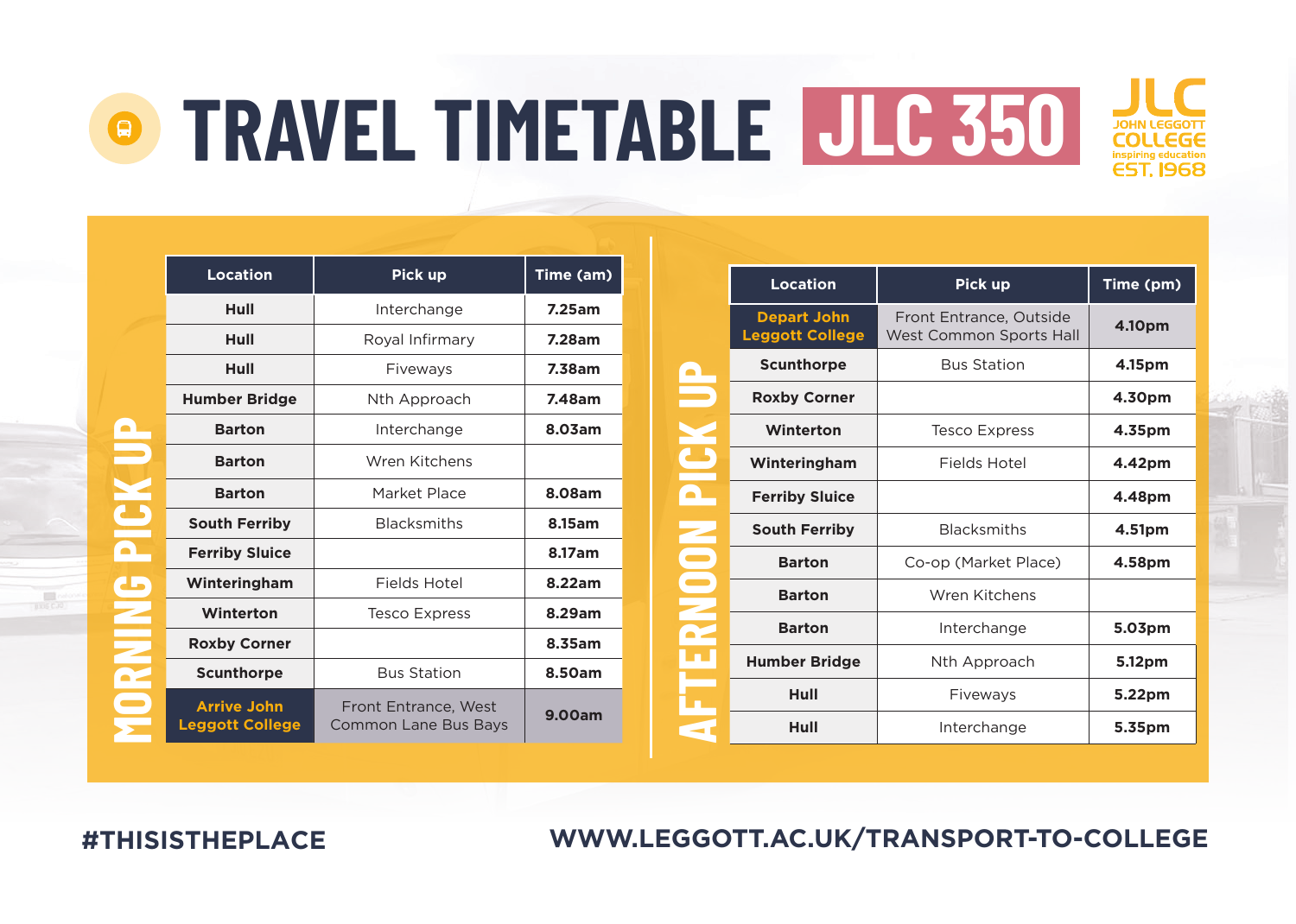# TRAVEL TIMETABLE JLC 350

JOHN LEGGOTT COLLEGE inspiring education EST. 1968

## MORNING PICK UP

| Location | Pick up | Time (am) |
|---|---|---|
| Hull | Interchange | 7.25am |
| Hull | Royal Infirmary | 7.28am |
| Hull | Fiveways | 7.38am |
| Humber Bridge | Nth Approach | 7.48am |
| Barton | Interchange | 8.03am |
| Barton | Wren Kitchens | |
| Barton | Market Place | 8.08am |
| South Ferriby | Blacksmiths | 8.15am |
| Ferriby Sluice | | 8.17am |
| Winteringham | Fields Hotel | 8.22am |
| Winterton | Tesco Express | 8.29am |
| Roxby Corner | | 8.35am |
| Scunthorpe | Bus Station | 8.50am |
| Arrive John Leggott College | Front Entrance, West Common Lane Bus Bays | 9.00am |

## AFTERNOON PICK UP

| Location | Pick up | Time (pm) |
|---|---|---|
| Depart John Leggott College | Front Entrance, Outside West Common Sports Hall | 4.10pm |
| Scunthorpe | Bus Station | 4.15pm |
| Roxby Corner | | 4.30pm |
| Winterton | Tesco Express | 4.35pm |
| Winteringham | Fields Hotel | 4.42pm |
| Ferriby Sluice | | 4.48pm |
| South Ferriby | Blacksmiths | 4.51pm |
| Barton | Co-op (Market Place) | 4.58pm |
| Barton | Wren Kitchens | |
| Barton | Interchange | 5.03pm |
| Humber Bridge | Nth Approach | 5.12pm |
| Hull | Fiveways | 5.22pm |
| Hull | Interchange | 5.35pm |

#THISISTHEPLACE

WWW.LEGGOTT.AC.UK/TRANSPORT-TO-COLLEGE